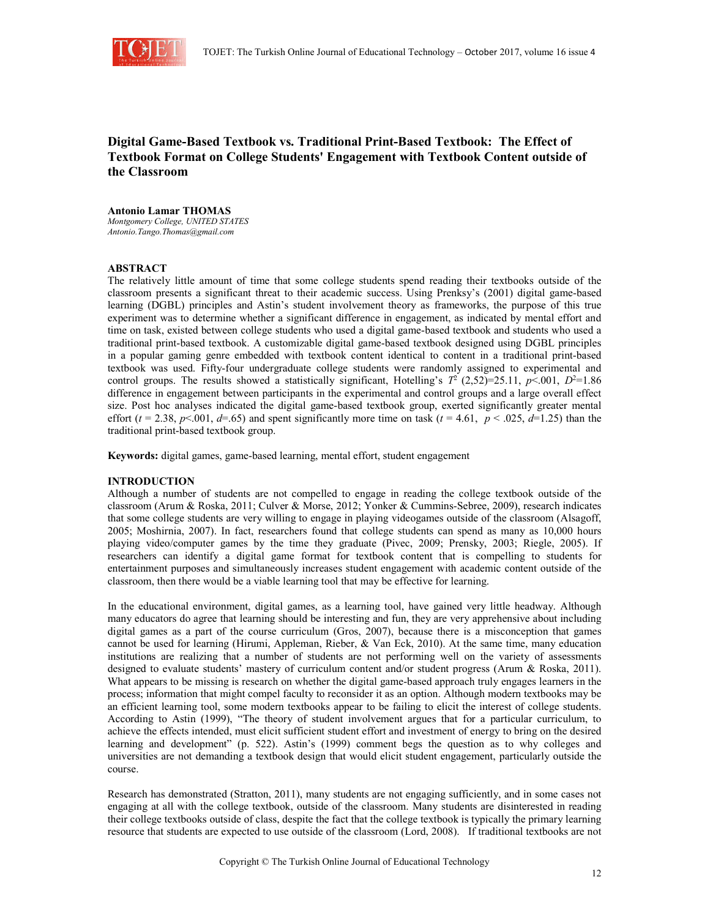# Digital Game-Based Textbook vs. Traditional Print-Based Textbook: The Effect of Textbook Format on College Students' Engagement with Textbook Content outside of the Classroom

**Antonio Lamar THOMAS**
*Montgomery College, UNITED STATES*
*Antonio.Tango.Thomas@gmail.com*

## ABSTRACT

The relatively little amount of time that some college students spend reading their textbooks outside of the classroom presents a significant threat to their academic success. Using Prenksy's (2001) digital game-based learning (DGBL) principles and Astin's student involvement theory as frameworks, the purpose of this true experiment was to determine whether a significant difference in engagement, as indicated by mental effort and time on task, existed between college students who used a digital game-based textbook and students who used a traditional print-based textbook. A customizable digital game-based textbook designed using DGBL principles in a popular gaming genre embedded with textbook content identical to content in a traditional print-based textbook was used. Fifty-four undergraduate college students were randomly assigned to experimental and control groups. The results showed a statistically significant, Hotelling's $T^2$ (2,52)=25.11, $p$<.001, $D^2$=1.86 difference in engagement between participants in the experimental and control groups and a large overall effect size. Post hoc analyses indicated the digital game-based textbook group, exerted significantly greater mental effort ($t$ = 2.38, $p$<.001, $d$=.65) and spent significantly more time on task ($t$ = 4.61, $p$ < .025, $d$=1.25) than the traditional print-based textbook group.

**Keywords:** digital games, game-based learning, mental effort, student engagement

## INTRODUCTION

Although a number of students are not compelled to engage in reading the college textbook outside of the classroom (Arum & Roska, 2011; Culver & Morse, 2012; Yonker & Cummins-Sebree, 2009), research indicates that some college students are very willing to engage in playing videogames outside of the classroom (Alsagoff, 2005; Moshirnia, 2007). In fact, researchers found that college students can spend as many as 10,000 hours playing video/computer games by the time they graduate (Pivec, 2009; Prensky, 2003; Riegle, 2005). If researchers can identify a digital game format for textbook content that is compelling to students for entertainment purposes and simultaneously increases student engagement with academic content outside of the classroom, then there would be a viable learning tool that may be effective for learning.

In the educational environment, digital games, as a learning tool, have gained very little headway. Although many educators do agree that learning should be interesting and fun, they are very apprehensive about including digital games as a part of the course curriculum (Gros, 2007), because there is a misconception that games cannot be used for learning (Hirumi, Appleman, Rieber, & Van Eck, 2010). At the same time, many education institutions are realizing that a number of students are not performing well on the variety of assessments designed to evaluate students' mastery of curriculum content and/or student progress (Arum & Roska, 2011). What appears to be missing is research on whether the digital game-based approach truly engages learners in the process; information that might compel faculty to reconsider it as an option. Although modern textbooks may be an efficient learning tool, some modern textbooks appear to be failing to elicit the interest of college students. According to Astin (1999), "The theory of student involvement argues that for a particular curriculum, to achieve the effects intended, must elicit sufficient student effort and investment of energy to bring on the desired learning and development" (p. 522). Astin's (1999) comment begs the question as to why colleges and universities are not demanding a textbook design that would elicit student engagement, particularly outside the course.

Research has demonstrated (Stratton, 2011), many students are not engaging sufficiently, and in some cases not engaging at all with the college textbook, outside of the classroom. Many students are disinterested in reading their college textbooks outside of class, despite the fact that the college textbook is typically the primary learning resource that students are expected to use outside of the classroom (Lord, 2008). If traditional textbooks are not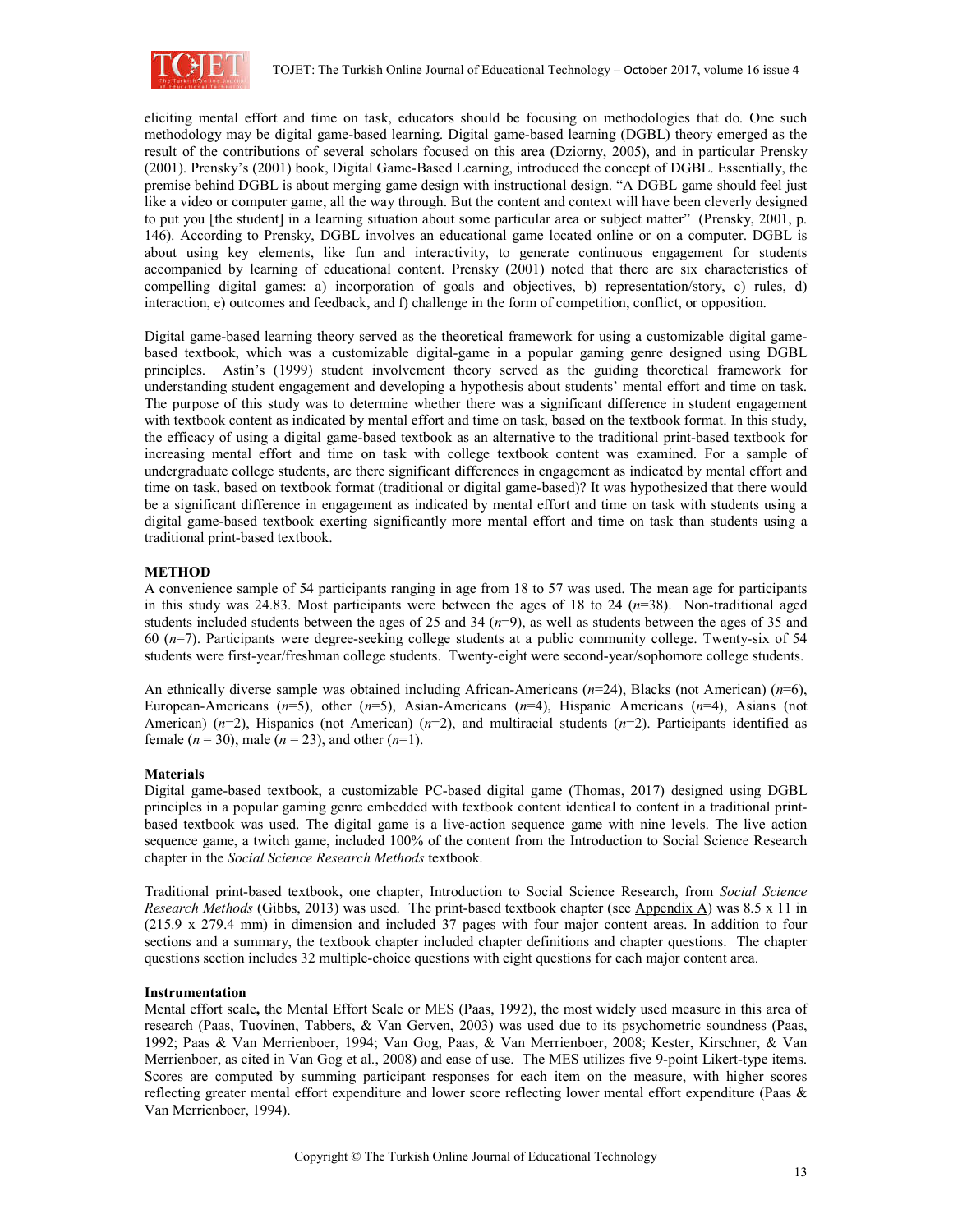eliciting mental effort and time on task, educators should be focusing on methodologies that do. One such methodology may be digital game-based learning. Digital game-based learning (DGBL) theory emerged as the result of the contributions of several scholars focused on this area (Dziorny, 2005), and in particular Prensky (2001). Prensky's (2001) book, Digital Game-Based Learning, introduced the concept of DGBL. Essentially, the premise behind DGBL is about merging game design with instructional design. "A DGBL game should feel just like a video or computer game, all the way through. But the content and context will have been cleverly designed to put you [the student] in a learning situation about some particular area or subject matter" (Prensky, 2001, p. 146). According to Prensky, DGBL involves an educational game located online or on a computer. DGBL is about using key elements, like fun and interactivity, to generate continuous engagement for students accompanied by learning of educational content. Prensky (2001) noted that there are six characteristics of compelling digital games: a) incorporation of goals and objectives, b) representation/story, c) rules, d) interaction, e) outcomes and feedback, and f) challenge in the form of competition, conflict, or opposition.

Digital game-based learning theory served as the theoretical framework for using a customizable digital game-based textbook, which was a customizable digital-game in a popular gaming genre designed using DGBL principles. Astin's (1999) student involvement theory served as the guiding theoretical framework for understanding student engagement and developing a hypothesis about students' mental effort and time on task. The purpose of this study was to determine whether there was a significant difference in student engagement with textbook content as indicated by mental effort and time on task, based on the textbook format. In this study, the efficacy of using a digital game-based textbook as an alternative to the traditional print-based textbook for increasing mental effort and time on task with college textbook content was examined. For a sample of undergraduate college students, are there significant differences in engagement as indicated by mental effort and time on task, based on textbook format (traditional or digital game-based)? It was hypothesized that there would be a significant difference in engagement as indicated by mental effort and time on task with students using a digital game-based textbook exerting significantly more mental effort and time on task than students using a traditional print-based textbook.

## METHOD

A convenience sample of 54 participants ranging in age from 18 to 57 was used. The mean age for participants in this study was 24.83. Most participants were between the ages of 18 to 24 ($n$=38). Non-traditional aged students included students between the ages of 25 and 34 ($n$=9), as well as students between the ages of 35 and 60 ($n$=7). Participants were degree-seeking college students at a public community college. Twenty-six of 54 students were first-year/freshman college students. Twenty-eight were second-year/sophomore college students.

An ethnically diverse sample was obtained including African-Americans ($n$=24), Blacks (not American) ($n$=6), European-Americans ($n$=5), other ($n$=5), Asian-Americans ($n$=4), Hispanic Americans ($n$=4), Asians (not American) ($n$=2), Hispanics (not American) ($n$=2), and multiracial students ($n$=2). Participants identified as female ($n$ = 30), male ($n$ = 23), and other ($n$=1).

### Materials

Digital game-based textbook, a customizable PC-based digital game (Thomas, 2017) designed using DGBL principles in a popular gaming genre embedded with textbook content identical to content in a traditional print-based textbook was used. The digital game is a live-action sequence game with nine levels. The live action sequence game, a twitch game, included 100% of the content from the Introduction to Social Science Research chapter in the *Social Science Research Methods* textbook.

Traditional print-based textbook, one chapter, Introduction to Social Science Research, from *Social Science Research Methods* (Gibbs, 2013) was used. The print-based textbook chapter (see Appendix A) was 8.5 x 11 in (215.9 x 279.4 mm) in dimension and included 37 pages with four major content areas. In addition to four sections and a summary, the textbook chapter included chapter definitions and chapter questions. The chapter questions section includes 32 multiple-choice questions with eight questions for each major content area.

### Instrumentation

Mental effort scale**,** the Mental Effort Scale or MES (Paas, 1992), the most widely used measure in this area of research (Paas, Tuovinen, Tabbers, & Van Gerven, 2003) was used due to its psychometric soundness (Paas, 1992; Paas & Van Merrienboer, 1994; Van Gog, Paas, & Van Merrienboer, 2008; Kester, Kirschner, & Van Merrienboer, as cited in Van Gog et al., 2008) and ease of use. The MES utilizes five 9-point Likert-type items. Scores are computed by summing participant responses for each item on the measure, with higher scores reflecting greater mental effort expenditure and lower score reflecting lower mental effort expenditure (Paas & Van Merrienboer, 1994).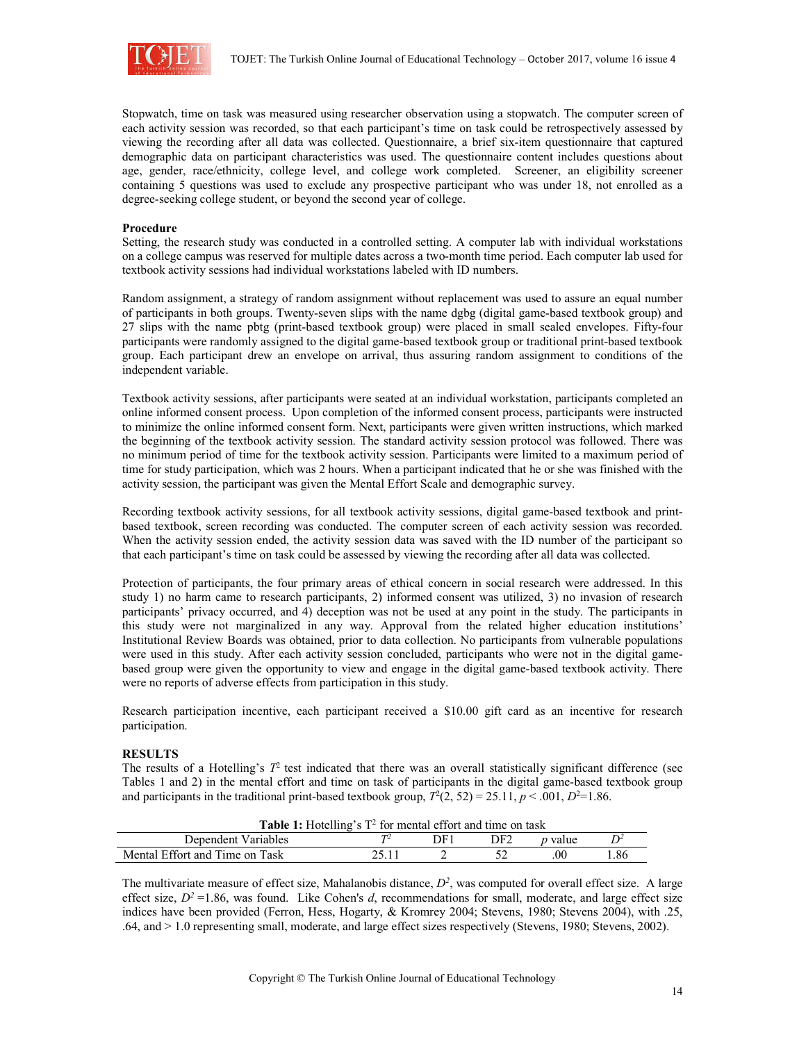Stopwatch, time on task was measured using researcher observation using a stopwatch. The computer screen of each activity session was recorded, so that each participant's time on task could be retrospectively assessed by viewing the recording after all data was collected. Questionnaire, a brief six-item questionnaire that captured demographic data on participant characteristics was used. The questionnaire content includes questions about age, gender, race/ethnicity, college level, and college work completed. Screener, an eligibility screener containing 5 questions was used to exclude any prospective participant who was under 18, not enrolled as a degree-seeking college student, or beyond the second year of college.

**Procedure**

Setting, the research study was conducted in a controlled setting. A computer lab with individual workstations on a college campus was reserved for multiple dates across a two-month time period. Each computer lab used for textbook activity sessions had individual workstations labeled with ID numbers.

Random assignment, a strategy of random assignment without replacement was used to assure an equal number of participants in both groups. Twenty-seven slips with the name dgbg (digital game-based textbook group) and 27 slips with the name pbtg (print-based textbook group) were placed in small sealed envelopes. Fifty-four participants were randomly assigned to the digital game-based textbook group or traditional print-based textbook group. Each participant drew an envelope on arrival, thus assuring random assignment to conditions of the independent variable.

Textbook activity sessions, after participants were seated at an individual workstation, participants completed an online informed consent process. Upon completion of the informed consent process, participants were instructed to minimize the online informed consent form. Next, participants were given written instructions, which marked the beginning of the textbook activity session. The standard activity session protocol was followed. There was no minimum period of time for the textbook activity session. Participants were limited to a maximum period of time for study participation, which was 2 hours. When a participant indicated that he or she was finished with the activity session, the participant was given the Mental Effort Scale and demographic survey.

Recording textbook activity sessions, for all textbook activity sessions, digital game-based textbook and print-based textbook, screen recording was conducted. The computer screen of each activity session was recorded. When the activity session ended, the activity session data was saved with the ID number of the participant so that each participant's time on task could be assessed by viewing the recording after all data was collected.

Protection of participants, the four primary areas of ethical concern in social research were addressed. In this study 1) no harm came to research participants, 2) informed consent was utilized, 3) no invasion of research participants' privacy occurred, and 4) deception was not be used at any point in the study. The participants in this study were not marginalized in any way. Approval from the related higher education institutions' Institutional Review Boards was obtained, prior to data collection. No participants from vulnerable populations were used in this study. After each activity session concluded, participants who were not in the digital game-based group were given the opportunity to view and engage in the digital game-based textbook activity. There were no reports of adverse effects from participation in this study.

Research participation incentive, each participant received a $10.00 gift card as an incentive for research participation.

## RESULTS

The results of a Hotelling's $T^2$ test indicated that there was an overall statistically significant difference (see Tables 1 and 2) in the mental effort and time on task of participants in the digital game-based textbook group and participants in the traditional print-based textbook group, $T^2(2, 52) = 25.11$, $p < .001$, $D^2=1.86$.

**Table 1:** Hotelling's $T^2$ for mental effort and time on task

| Dependent Variables | $T^2$ | DF1 | DF2 | *p* value | $D^2$ |
|---|---|---|---|---|---|
| Mental Effort and Time on Task | 25.11 | 2 | 52 | .00 | 1.86 |

The multivariate measure of effect size, Mahalanobis distance, $D^2$, was computed for overall effect size. A large effect size, $D^2 = 1.86$, was found. Like Cohen's *d*, recommendations for small, moderate, and large effect size indices have been provided (Ferron, Hess, Hogarty, & Kromrey 2004; Stevens, 1980; Stevens 2004), with .25, .64, and > 1.0 representing small, moderate, and large effect sizes respectively (Stevens, 1980; Stevens, 2002).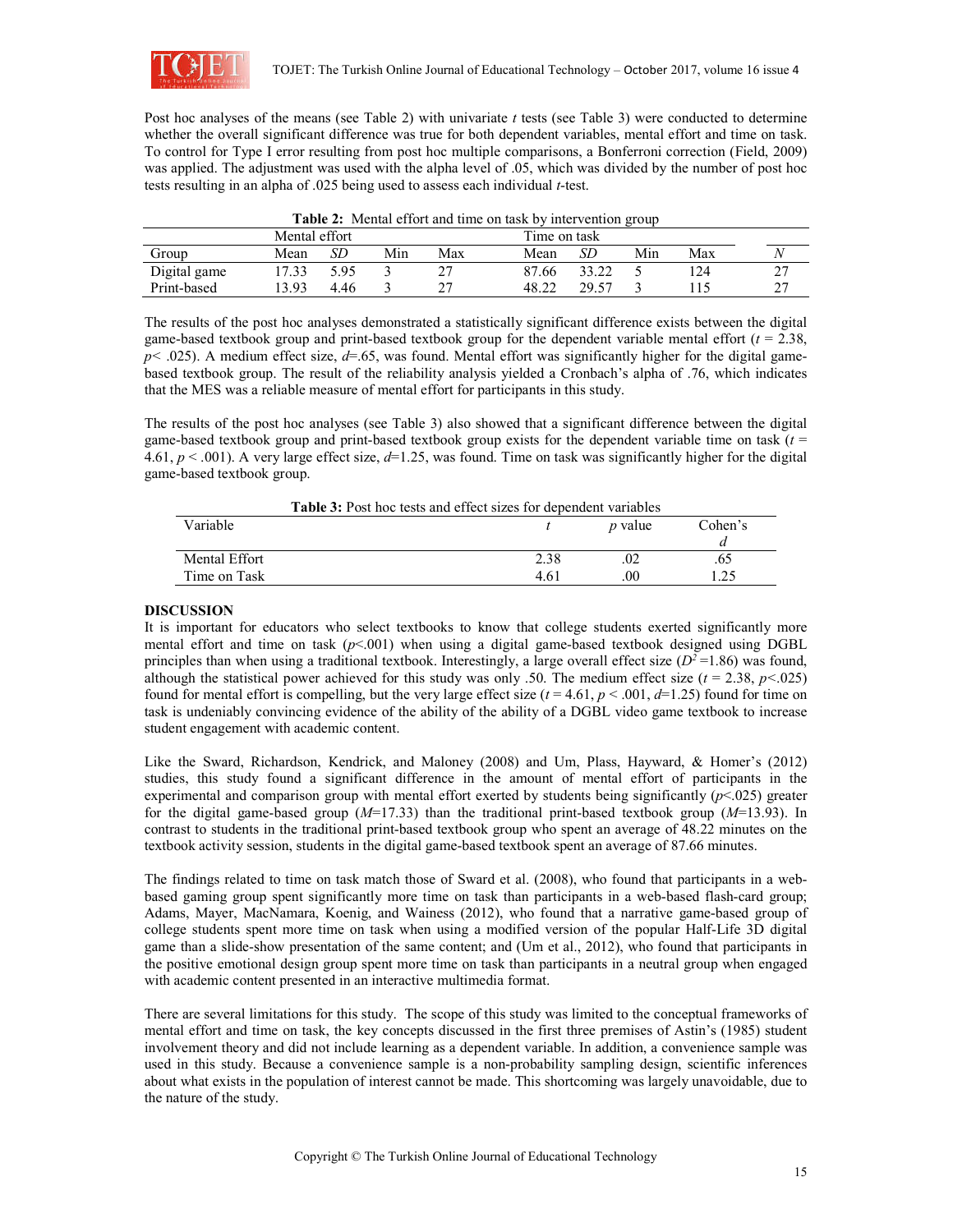Post hoc analyses of the means (see Table 2) with univariate *t* tests (see Table 3) were conducted to determine whether the overall significant difference was true for both dependent variables, mental effort and time on task. To control for Type I error resulting from post hoc multiple comparisons, a Bonferroni correction (Field, 2009) was applied. The adjustment was used with the alpha level of .05, which was divided by the number of post hoc tests resulting in an alpha of .025 being used to assess each individual *t*-test.

**Table 2:** Mental effort and time on task by intervention group

| | Mental effort | | | | Time on task | | | | |
|---|---|---|---|---|---|---|---|---|---|
| Group | Mean | *SD* | Min | Max | Mean | *SD* | Min | Max | *N* |
| Digital game | 17.33 | 5.95 | 3 | 27 | 87.66 | 33.22 | 5 | 124 | 27 |
| Print-based | 13.93 | 4.46 | 3 | 27 | 48.22 | 29.57 | 3 | 115 | 27 |

The results of the post hoc analyses demonstrated a statistically significant difference exists between the digital game-based textbook group and print-based textbook group for the dependent variable mental effort ($t$ = 2.38, $p$< .025). A medium effect size, $d$=.65, was found. Mental effort was significantly higher for the digital game-based textbook group. The result of the reliability analysis yielded a Cronbach's alpha of .76, which indicates that the MES was a reliable measure of mental effort for participants in this study.

The results of the post hoc analyses (see Table 3) also showed that a significant difference between the digital game-based textbook group and print-based textbook group exists for the dependent variable time on task ($t$ = 4.61, $p$ < .001). A very large effect size, $d$=1.25, was found. Time on task was significantly higher for the digital game-based textbook group.

**Table 3:** Post hoc tests and effect sizes for dependent variables

| Variable | *t* | *p* value | Cohen's *d* |
|---|---|---|---|
| Mental Effort | 2.38 | .02 | .65 |
| Time on Task | 4.61 | .00 | 1.25 |

**DISCUSSION**

It is important for educators who select textbooks to know that college students exerted significantly more mental effort and time on task ($p$<.001) when using a digital game-based textbook designed using DGBL principles than when using a traditional textbook. Interestingly, a large overall effect size ($D^2$ =1.86) was found, although the statistical power achieved for this study was only .50. The medium effect size ($t$ = 2.38, $p$<.025) found for mental effort is compelling, but the very large effect size ($t$ = 4.61, $p$ < .001, $d$=1.25) found for time on task is undeniably convincing evidence of the ability of the ability of a DGBL video game textbook to increase student engagement with academic content.

Like the Sward, Richardson, Kendrick, and Maloney (2008) and Um, Plass, Hayward, & Homer's (2012) studies, this study found a significant difference in the amount of mental effort of participants in the experimental and comparison group with mental effort exerted by students being significantly ($p$<.025) greater for the digital game-based group ($M$=17.33) than the traditional print-based textbook group ($M$=13.93). In contrast to students in the traditional print-based textbook group who spent an average of 48.22 minutes on the textbook activity session, students in the digital game-based textbook spent an average of 87.66 minutes.

The findings related to time on task match those of Sward et al. (2008), who found that participants in a web-based gaming group spent significantly more time on task than participants in a web-based flash-card group; Adams, Mayer, MacNamara, Koenig, and Wainess (2012), who found that a narrative game-based group of college students spent more time on task when using a modified version of the popular Half-Life 3D digital game than a slide-show presentation of the same content; and (Um et al., 2012), who found that participants in the positive emotional design group spent more time on task than participants in a neutral group when engaged with academic content presented in an interactive multimedia format.

There are several limitations for this study. The scope of this study was limited to the conceptual frameworks of mental effort and time on task, the key concepts discussed in the first three premises of Astin's (1985) student involvement theory and did not include learning as a dependent variable. In addition, a convenience sample was used in this study. Because a convenience sample is a non-probability sampling design, scientific inferences about what exists in the population of interest cannot be made. This shortcoming was largely unavoidable, due to the nature of the study.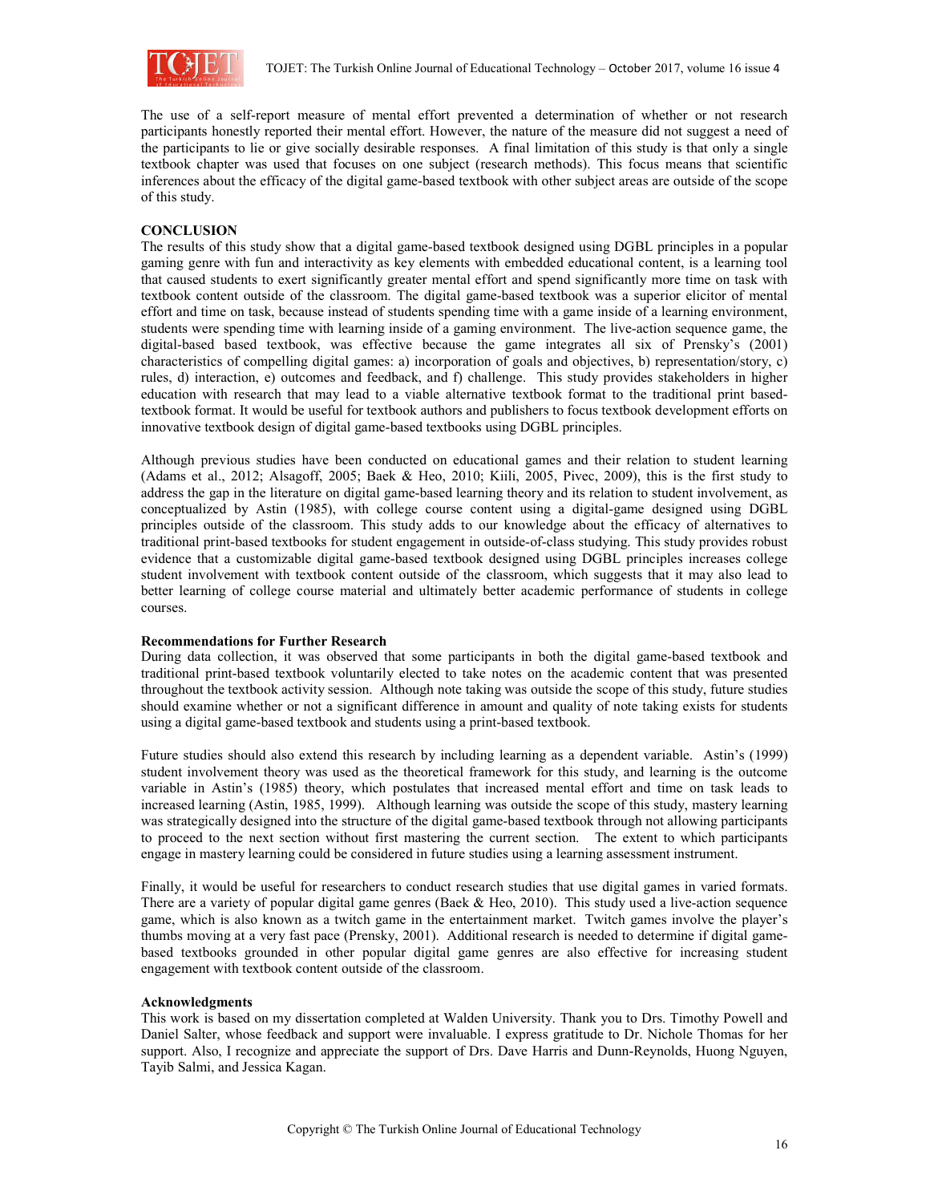The use of a self-report measure of mental effort prevented a determination of whether or not research participants honestly reported their mental effort. However, the nature of the measure did not suggest a need of the participants to lie or give socially desirable responses. A final limitation of this study is that only a single textbook chapter was used that focuses on one subject (research methods). This focus means that scientific inferences about the efficacy of the digital game-based textbook with other subject areas are outside of the scope of this study.

## CONCLUSION

The results of this study show that a digital game-based textbook designed using DGBL principles in a popular gaming genre with fun and interactivity as key elements with embedded educational content, is a learning tool that caused students to exert significantly greater mental effort and spend significantly more time on task with textbook content outside of the classroom. The digital game-based textbook was a superior elicitor of mental effort and time on task, because instead of students spending time with a game inside of a learning environment, students were spending time with learning inside of a gaming environment. The live-action sequence game, the digital-based based textbook, was effective because the game integrates all six of Prensky's (2001) characteristics of compelling digital games: a) incorporation of goals and objectives, b) representation/story, c) rules, d) interaction, e) outcomes and feedback, and f) challenge. This study provides stakeholders in higher education with research that may lead to a viable alternative textbook format to the traditional print based-textbook format. It would be useful for textbook authors and publishers to focus textbook development efforts on innovative textbook design of digital game-based textbooks using DGBL principles.

Although previous studies have been conducted on educational games and their relation to student learning (Adams et al., 2012; Alsagoff, 2005; Baek & Heo, 2010; Kiili, 2005, Pivec, 2009), this is the first study to address the gap in the literature on digital game-based learning theory and its relation to student involvement, as conceptualized by Astin (1985), with college course content using a digital-game designed using DGBL principles outside of the classroom. This study adds to our knowledge about the efficacy of alternatives to traditional print-based textbooks for student engagement in outside-of-class studying. This study provides robust evidence that a customizable digital game-based textbook designed using DGBL principles increases college student involvement with textbook content outside of the classroom, which suggests that it may also lead to better learning of college course material and ultimately better academic performance of students in college courses.

### Recommendations for Further Research

During data collection, it was observed that some participants in both the digital game-based textbook and traditional print-based textbook voluntarily elected to take notes on the academic content that was presented throughout the textbook activity session. Although note taking was outside the scope of this study, future studies should examine whether or not a significant difference in amount and quality of note taking exists for students using a digital game-based textbook and students using a print-based textbook.

Future studies should also extend this research by including learning as a dependent variable. Astin's (1999) student involvement theory was used as the theoretical framework for this study, and learning is the outcome variable in Astin's (1985) theory, which postulates that increased mental effort and time on task leads to increased learning (Astin, 1985, 1999). Although learning was outside the scope of this study, mastery learning was strategically designed into the structure of the digital game-based textbook through not allowing participants to proceed to the next section without first mastering the current section. The extent to which participants engage in mastery learning could be considered in future studies using a learning assessment instrument.

Finally, it would be useful for researchers to conduct research studies that use digital games in varied formats. There are a variety of popular digital game genres (Baek & Heo, 2010). This study used a live-action sequence game, which is also known as a twitch game in the entertainment market. Twitch games involve the player's thumbs moving at a very fast pace (Prensky, 2001). Additional research is needed to determine if digital game-based textbooks grounded in other popular digital game genres are also effective for increasing student engagement with textbook content outside of the classroom.

### Acknowledgments

This work is based on my dissertation completed at Walden University. Thank you to Drs. Timothy Powell and Daniel Salter, whose feedback and support were invaluable. I express gratitude to Dr. Nichole Thomas for her support. Also, I recognize and appreciate the support of Drs. Dave Harris and Dunn-Reynolds, Huong Nguyen, Tayib Salmi, and Jessica Kagan.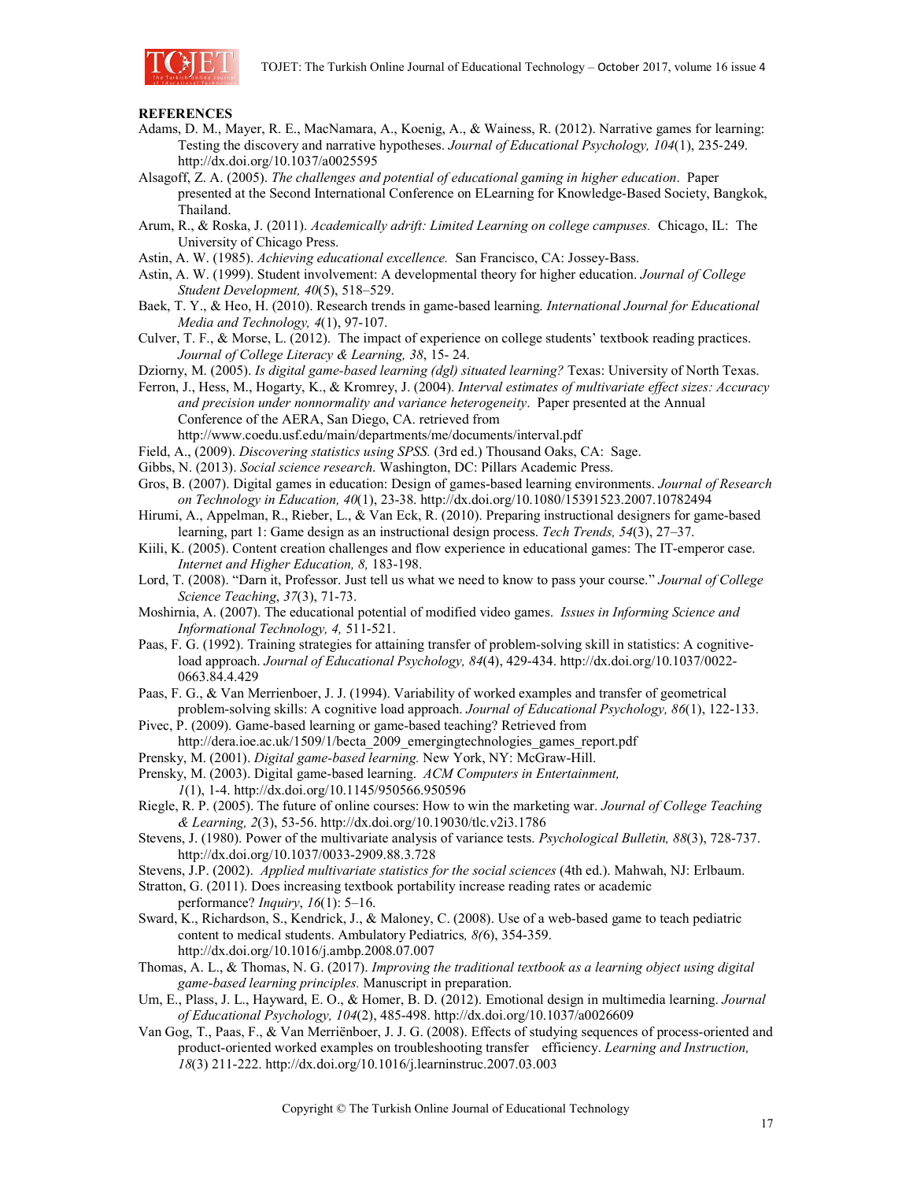**REFERENCES**

Adams, D. M., Mayer, R. E., MacNamara, A., Koenig, A., & Wainess, R. (2012). Narrative games for learning: Testing the discovery and narrative hypotheses. *Journal of Educational Psychology, 104*(1), 235-249. http://dx.doi.org/10.1037/a0025595

Alsagoff, Z. A. (2005). *The challenges and potential of educational gaming in higher education*. Paper presented at the Second International Conference on ELearning for Knowledge-Based Society, Bangkok, Thailand.

Arum, R., & Roska, J. (2011). *Academically adrift: Limited Learning on college campuses.* Chicago, IL: The University of Chicago Press.

Astin, A. W. (1985). *Achieving educational excellence.* San Francisco, CA: Jossey-Bass.

Astin, A. W. (1999). Student involvement: A developmental theory for higher education. *Journal of College Student Development, 40*(5), 518–529.

Baek, T. Y., & Heo, H. (2010). Research trends in game-based learning. *International Journal for Educational Media and Technology, 4*(1), 97-107.

Culver, T. F., & Morse, L. (2012). The impact of experience on college students' textbook reading practices. *Journal of College Literacy & Learning, 38*, 15- 24.

Dziorny, M. (2005). *Is digital game-based learning (dgl) situated learning?* Texas: University of North Texas.

Ferron, J., Hess, M., Hogarty, K., & Kromrey, J. (2004). *Interval estimates of multivariate effect sizes: Accuracy and precision under nonnormality and variance heterogeneity*. Paper presented at the Annual Conference of the AERA, San Diego, CA. retrieved from http://www.coedu.usf.edu/main/departments/me/documents/interval.pdf

Field, A., (2009). *Discovering statistics using SPSS.* (3rd ed.) Thousand Oaks, CA: Sage.

Gibbs, N. (2013). *Social science research.* Washington, DC: Pillars Academic Press.

Gros, B. (2007). Digital games in education: Design of games-based learning environments. *Journal of Research on Technology in Education, 40*(1), 23-38. http://dx.doi.org/10.1080/15391523.2007.10782494

Hirumi, A., Appelman, R., Rieber, L., & Van Eck, R. (2010). Preparing instructional designers for game-based learning, part 1: Game design as an instructional design process. *Tech Trends, 54*(3), 27–37.

Kiili, K. (2005). Content creation challenges and flow experience in educational games: The IT-emperor case. *Internet and Higher Education, 8,* 183-198.

Lord, T. (2008). "Darn it, Professor. Just tell us what we need to know to pass your course." *Journal of College Science Teaching*, *37*(3), 71-73.

Moshirnia, A. (2007). The educational potential of modified video games. *Issues in Informing Science and Informational Technology, 4,* 511-521.

Paas, F. G. (1992). Training strategies for attaining transfer of problem-solving skill in statistics: A cognitive-load approach. *Journal of Educational Psychology, 84*(4), 429-434. http://dx.doi.org/10.1037/0022-0663.84.4.429

Paas, F. G., & Van Merrienboer, J. J. (1994). Variability of worked examples and transfer of geometrical problem-solving skills: A cognitive load approach. *Journal of Educational Psychology, 86*(1), 122-133.

Pivec, P. (2009). Game-based learning or game-based teaching? Retrieved from http://dera.ioe.ac.uk/1509/1/becta_2009_emergingtechnologies_games_report.pdf

Prensky, M. (2001). *Digital game-based learning.* New York, NY: McGraw-Hill.

Prensky, M. (2003). Digital game-based learning. *ACM Computers in Entertainment, 1*(1), 1-4. http://dx.doi.org/10.1145/950566.950596

Riegle, R. P. (2005). The future of online courses: How to win the marketing war. *Journal of College Teaching & Learning, 2*(3), 53-56. http://dx.doi.org/10.19030/tlc.v2i3.1786

Stevens, J. (1980). Power of the multivariate analysis of variance tests. *Psychological Bulletin, 88*(3), 728-737. http://dx.doi.org/10.1037/0033-2909.88.3.728

Stevens, J.P. (2002). *Applied multivariate statistics for the social sciences* (4th ed.). Mahwah, NJ: Erlbaum.

Stratton, G. (2011). Does increasing textbook portability increase reading rates or academic performance? *Inquiry*, *16*(1): 5–16.

Sward, K., Richardson, S., Kendrick, J., & Maloney, C. (2008). Use of a web-based game to teach pediatric content to medical students. Ambulatory Pediatrics*, 8(*6), 354-359. http://dx.doi.org/10.1016/j.ambp.2008.07.007

Thomas, A. L., & Thomas, N. G. (2017). *Improving the traditional textbook as a learning object using digital game-based learning principles.* Manuscript in preparation.

Um, E., Plass, J. L., Hayward, E. O., & Homer, B. D. (2012). Emotional design in multimedia learning. *Journal of Educational Psychology, 104*(2), 485-498. http://dx.doi.org/10.1037/a0026609

Van Gog, T., Paas, F., & Van Merriënboer, J. J. G. (2008). Effects of studying sequences of process-oriented and product-oriented worked examples on troubleshooting transfer efficiency. *Learning and Instruction, 18*(3) 211-222. http://dx.doi.org/10.1016/j.learninstruc.2007.03.003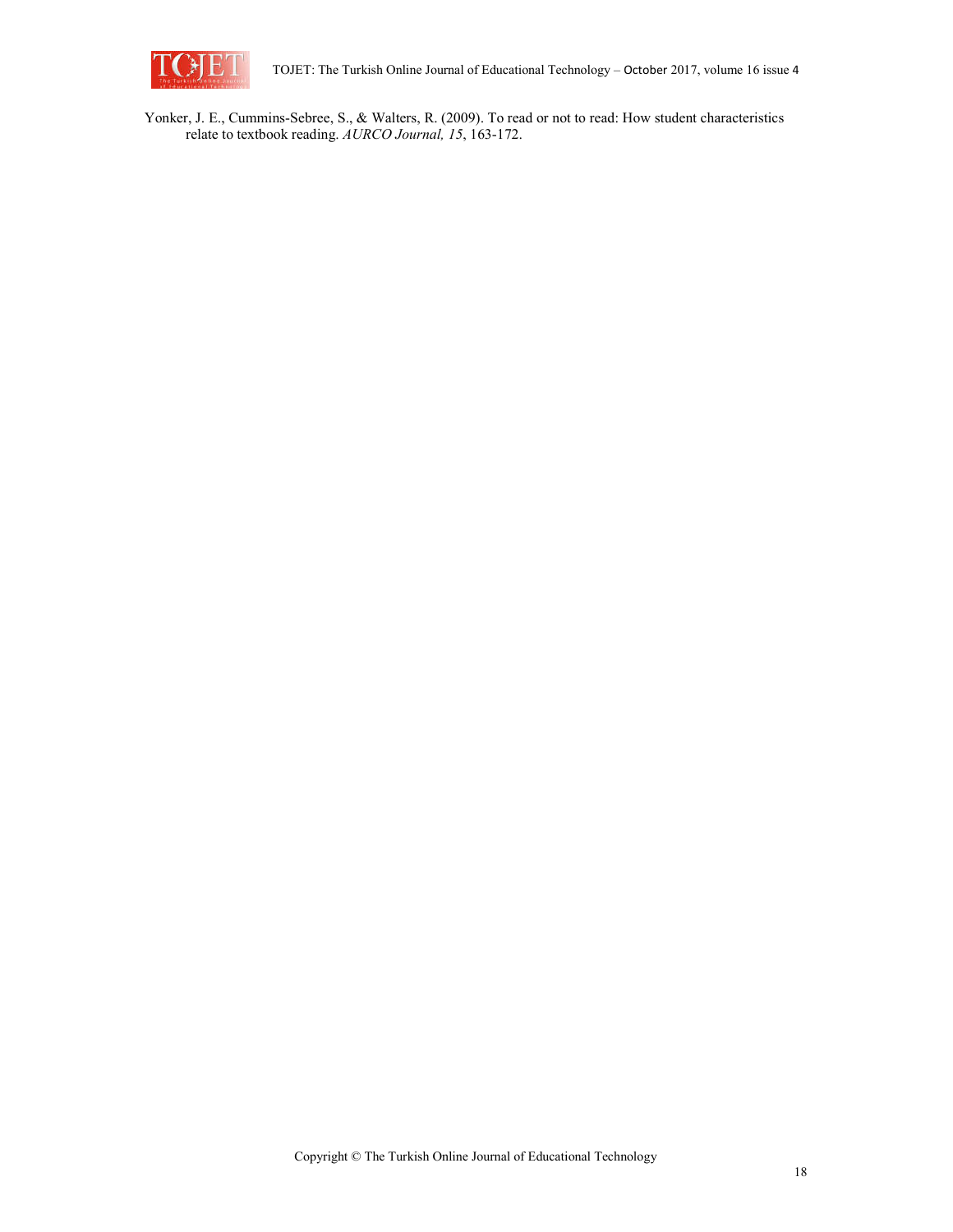Yonker, J. E., Cummins-Sebree, S., & Walters, R. (2009). To read or not to read: How student characteristics relate to textbook reading. *AURCO Journal, 15*, 163-172.